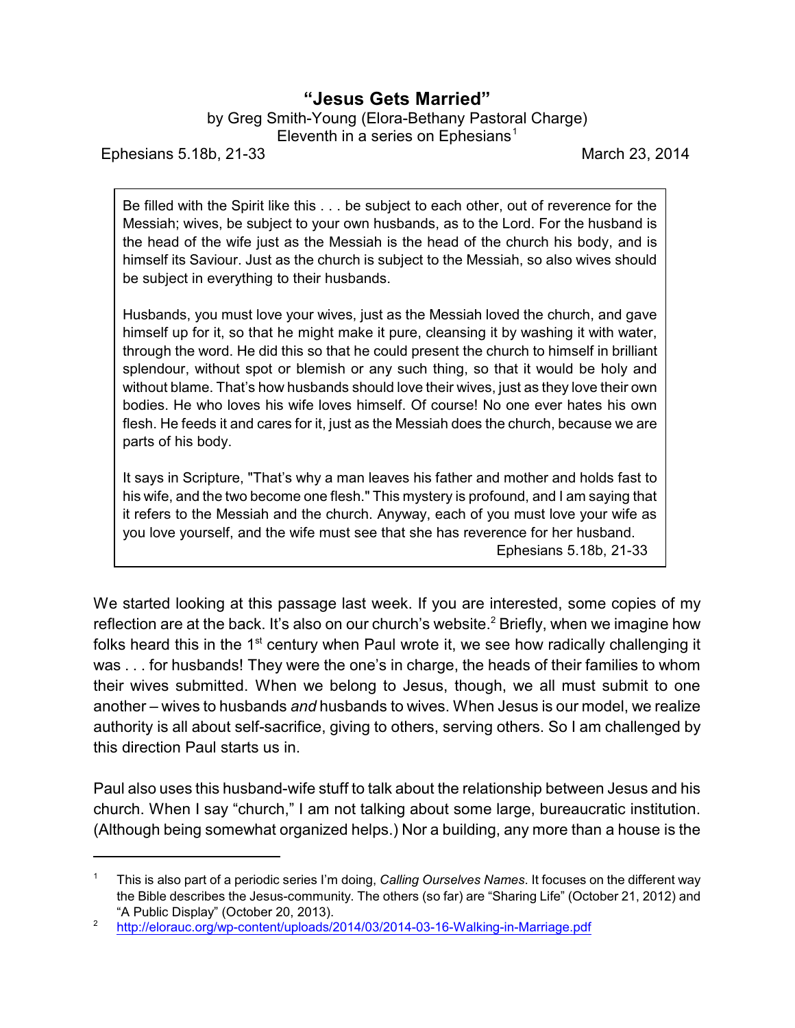# "Jesus Gets Married"

by Greg Smith-Young (Elora-Bethany Pastoral Charge)
Eleventh in a series on Ephesians[1]

Ephesians 5.18b, 21-33 — March 23, 2014

> Be filled with the Spirit like this . . . be subject to each other, out of reverence for the Messiah; wives, be subject to your own husbands, as to the Lord. For the husband is the head of the wife just as the Messiah is the head of the church his body, and is himself its Saviour. Just as the church is subject to the Messiah, so also wives should be subject in everything to their husbands.
>
> Husbands, you must love your wives, just as the Messiah loved the church, and gave himself up for it, so that he might make it pure, cleansing it by washing it with water, through the word. He did this so that he could present the church to himself in brilliant splendour, without spot or blemish or any such thing, so that it would be holy and without blame. That's how husbands should love their wives, just as they love their own bodies. He who loves his wife loves himself. Of course! No one ever hates his own flesh. He feeds it and cares for it, just as the Messiah does the church, because we are parts of his body.
>
> It says in Scripture, "That's why a man leaves his father and mother and holds fast to his wife, and the two become one flesh." This mystery is profound, and I am saying that it refers to the Messiah and the church. Anyway, each of you must love your wife as you love yourself, and the wife must see that she has reverence for her husband.
>
> Ephesians 5.18b, 21-33

We started looking at this passage last week. If you are interested, some copies of my reflection are at the back. It's also on our church's website.[2] Briefly, when we imagine how folks heard this in the 1st century when Paul wrote it, we see how radically challenging it was . . . for husbands! They were the one's in charge, the heads of their families to whom their wives submitted. When we belong to Jesus, though, we all must submit to one another – wives to husbands *and* husbands to wives. When Jesus is our model, we realize authority is all about self-sacrifice, giving to others, serving others. So I am challenged by this direction Paul starts us in.

Paul also uses this husband-wife stuff to talk about the relationship between Jesus and his church. When I say "church," I am not talking about some large, bureaucratic institution. (Although being somewhat organized helps.) Nor a building, any more than a house is the

---

[1] This is also part of a periodic series I'm doing, *Calling Ourselves Names*. It focuses on the different way the Bible describes the Jesus-community. The others (so far) are "Sharing Life" (October 21, 2012) and "A Public Display" (October 20, 2013).

[2] http://elorauc.org/wp-content/uploads/2014/03/2014-03-16-Walking-in-Marriage.pdf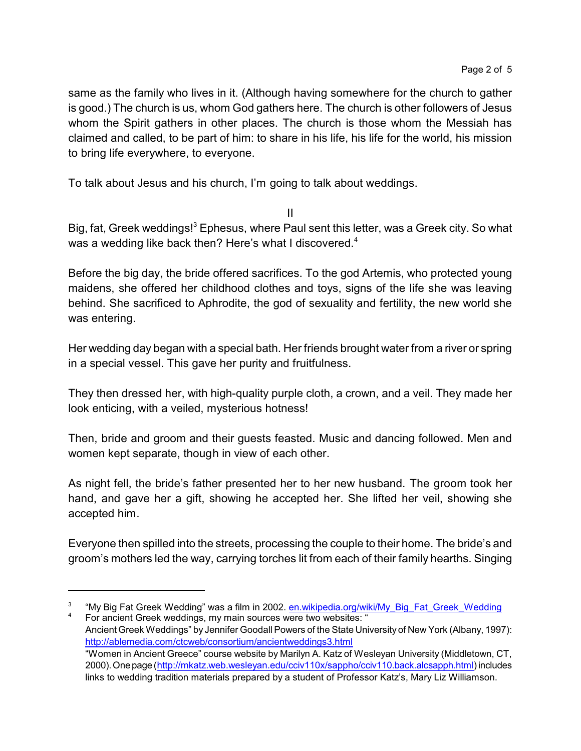same as the family who lives in it. (Although having somewhere for the church to gather is good.) The church is us, whom God gathers here. The church is other followers of Jesus whom the Spirit gathers in other places. The church is those whom the Messiah has claimed and called, to be part of him: to share in his life, his life for the world, his mission to bring life everywhere, to everyone.

To talk about Jesus and his church, I'm going to talk about weddings.

II

Big, fat, Greek weddings![3] Ephesus, where Paul sent this letter, was a Greek city. So what was a wedding like back then? Here's what I discovered.[4]

Before the big day, the bride offered sacrifices. To the god Artemis, who protected young maidens, she offered her childhood clothes and toys, signs of the life she was leaving behind. She sacrificed to Aphrodite, the god of sexuality and fertility, the new world she was entering.

Her wedding day began with a special bath. Her friends brought water from a river or spring in a special vessel. This gave her purity and fruitfulness.

They then dressed her, with high-quality purple cloth, a crown, and a veil. They made her look enticing, with a veiled, mysterious hotness!

Then, bride and groom and their guests feasted. Music and dancing followed. Men and women kept separate, though in view of each other.

As night fell, the bride's father presented her to her new husband. The groom took her hand, and gave her a gift, showing he accepted her. She lifted her veil, showing she accepted him.

Everyone then spilled into the streets, processing the couple to their home. The bride's and groom's mothers led the way, carrying torches lit from each of their family hearths. Singing

---

[3] "My Big Fat Greek Wedding" was a film in 2002. en.wikipedia.org/wiki/My_Big_Fat_Greek_Wedding

[4] For ancient Greek weddings, my main sources were two websites: "Ancient Greek Weddings" by Jennifer Goodall Powers of the State University of New York (Albany, 1997): http://ablemedia.com/ctcweb/consortium/ancientweddings3.html
"Women in Ancient Greece" course website by Marilyn A. Katz of Wesleyan University (Middletown, CT, 2000). One page (http://mkatz.web.wesleyan.edu/cciv110x/sappho/cciv110.back.alcsapph.html) includes links to wedding tradition materials prepared by a student of Professor Katz's, Mary Liz Williamson.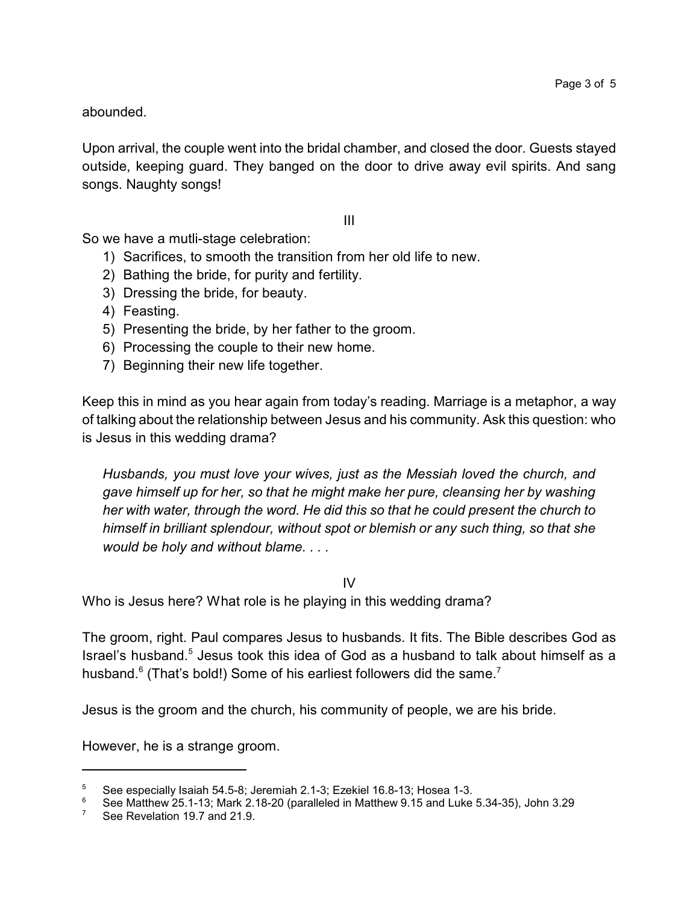abounded.

Upon arrival, the couple went into the bridal chamber, and closed the door. Guests stayed outside, keeping guard. They banged on the door to drive away evil spirits. And sang songs. Naughty songs!

III

So we have a mutli-stage celebration:

1) Sacrifices, to smooth the transition from her old life to new.
2) Bathing the bride, for purity and fertility.
3) Dressing the bride, for beauty.
4) Feasting.
5) Presenting the bride, by her father to the groom.
6) Processing the couple to their new home.
7) Beginning their new life together.

Keep this in mind as you hear again from today's reading. Marriage is a metaphor, a way of talking about the relationship between Jesus and his community. Ask this question: who is Jesus in this wedding drama?

> *Husbands, you must love your wives, just as the Messiah loved the church, and gave himself up for her, so that he might make her pure, cleansing her by washing her with water, through the word. He did this so that he could present the church to himself in brilliant splendour, without spot or blemish or any such thing, so that she would be holy and without blame. . . .*

IV

Who is Jesus here? What role is he playing in this wedding drama?

The groom, right. Paul compares Jesus to husbands. It fits. The Bible describes God as Israel's husband.[5] Jesus took this idea of God as a husband to talk about himself as a husband.[6] (That's bold!) Some of his earliest followers did the same.[7]

Jesus is the groom and the church, his community of people, we are his bride.

However, he is a strange groom.

---

[5] See especially Isaiah 54.5-8; Jeremiah 2.1-3; Ezekiel 16.8-13; Hosea 1-3.

[6] See Matthew 25.1-13; Mark 2.18-20 (paralleled in Matthew 9.15 and Luke 5.34-35), John 3.29

[7] See Revelation 19.7 and 21.9.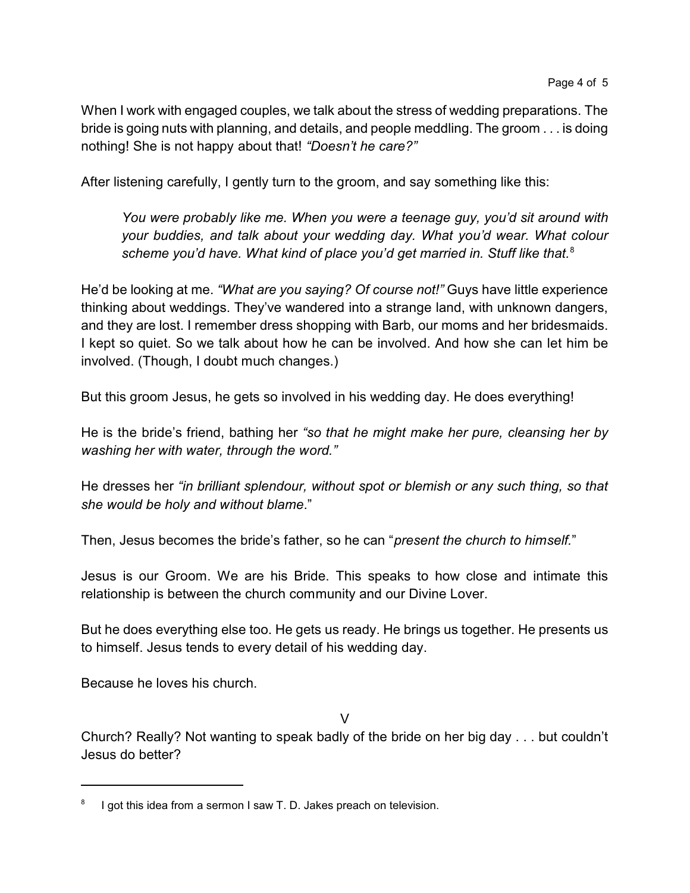When I work with engaged couples, we talk about the stress of wedding preparations. The bride is going nuts with planning, and details, and people meddling. The groom . . . is doing nothing! She is not happy about that! *"Doesn't he care?"*

After listening carefully, I gently turn to the groom, and say something like this:

> *You were probably like me. When you were a teenage guy, you'd sit around with your buddies, and talk about your wedding day. What you'd wear. What colour scheme you'd have. What kind of place you'd get married in. Stuff like that.*[8]

He'd be looking at me. *"What are you saying? Of course not!"* Guys have little experience thinking about weddings. They've wandered into a strange land, with unknown dangers, and they are lost. I remember dress shopping with Barb, our moms and her bridesmaids. I kept so quiet. So we talk about how he can be involved. And how she can let him be involved. (Though, I doubt much changes.)

But this groom Jesus, he gets so involved in his wedding day. He does everything!

He is the bride's friend, bathing her *"so that he might make her pure, cleansing her by washing her with water, through the word."*

He dresses her *"in brilliant splendour, without spot or blemish or any such thing, so that she would be holy and without blame*."

Then, Jesus becomes the bride's father, so he can "*present the church to himself.*"

Jesus is our Groom. We are his Bride. This speaks to how close and intimate this relationship is between the church community and our Divine Lover.

But he does everything else too. He gets us ready. He brings us together. He presents us to himself. Jesus tends to every detail of his wedding day.

Because he loves his church.

V

Church? Really? Not wanting to speak badly of the bride on her big day . . . but couldn't Jesus do better?

---

[8] I got this idea from a sermon I saw T. D. Jakes preach on television.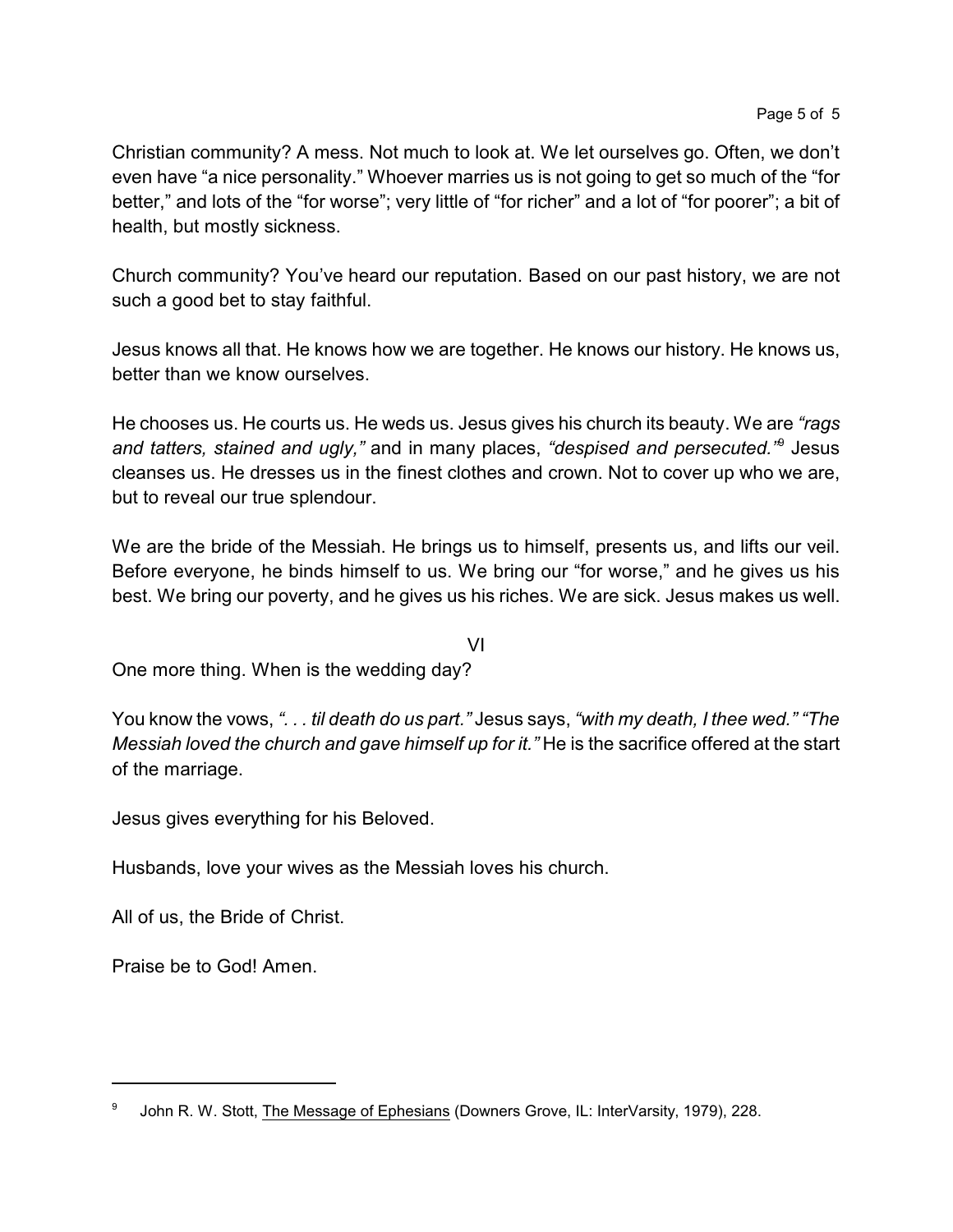Christian community? A mess. Not much to look at. We let ourselves go. Often, we don't even have "a nice personality." Whoever marries us is not going to get so much of the "for better," and lots of the "for worse"; very little of "for richer" and a lot of "for poorer"; a bit of health, but mostly sickness.

Church community? You've heard our reputation. Based on our past history, we are not such a good bet to stay faithful.

Jesus knows all that. He knows how we are together. He knows our history. He knows us, better than we know ourselves.

He chooses us. He courts us. He weds us. Jesus gives his church its beauty. We are *"rags and tatters, stained and ugly,"* and in many places, *"despised and persecuted."*[9] Jesus cleanses us. He dresses us in the finest clothes and crown. Not to cover up who we are, but to reveal our true splendour.

We are the bride of the Messiah. He brings us to himself, presents us, and lifts our veil. Before everyone, he binds himself to us. We bring our "for worse," and he gives us his best. We bring our poverty, and he gives us his riches. We are sick. Jesus makes us well.

VI

One more thing. When is the wedding day?

You know the vows, *". . . til death do us part."* Jesus says, *"with my death, I thee wed." "The Messiah loved the church and gave himself up for it."* He is the sacrifice offered at the start of the marriage.

Jesus gives everything for his Beloved.

Husbands, love your wives as the Messiah loves his church.

All of us, the Bride of Christ.

Praise be to God! Amen.

---

[9] John R. W. Stott, The Message of Ephesians (Downers Grove, IL: InterVarsity, 1979), 228.